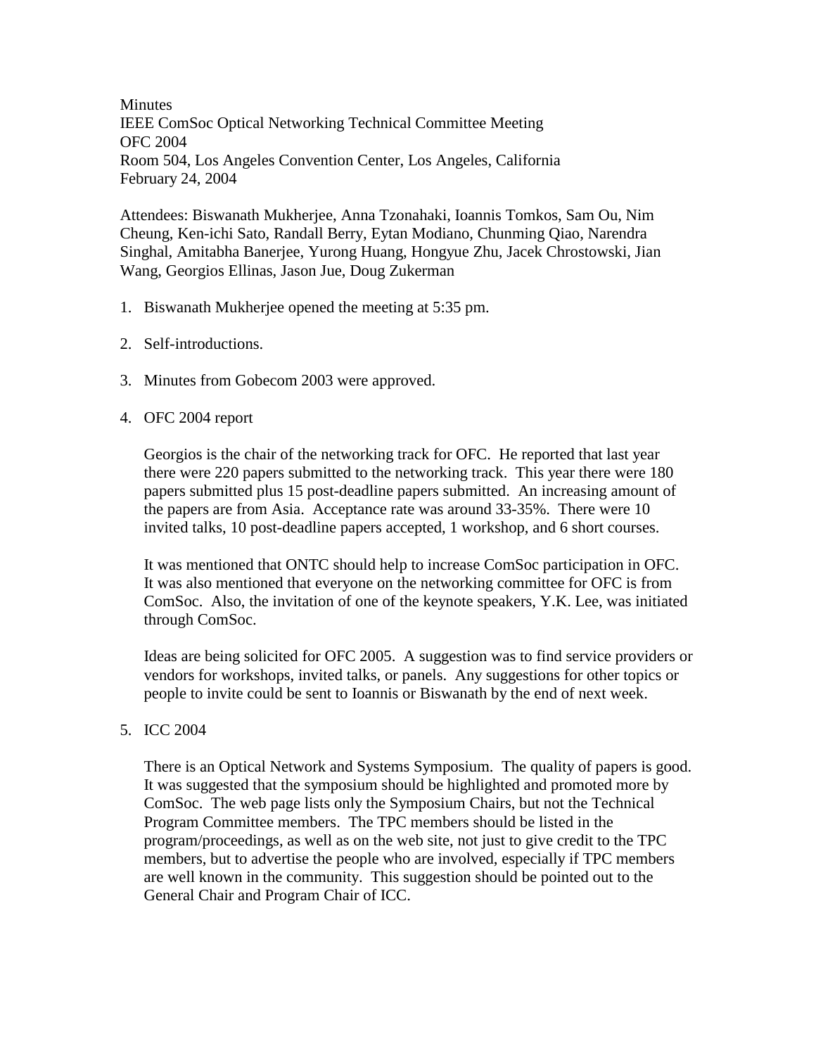Minutes
IEEE ComSoc Optical Networking Technical Committee Meeting
OFC 2004
Room 504, Los Angeles Convention Center, Los Angeles, California
February 24, 2004

Attendees: Biswanath Mukherjee, Anna Tzonahaki, Ioannis Tomkos, Sam Ou, Nim Cheung, Ken-ichi Sato, Randall Berry, Eytan Modiano, Chunming Qiao, Narendra Singhal, Amitabha Banerjee, Yurong Huang, Hongyue Zhu, Jacek Chrostowski, Jian Wang, Georgios Ellinas, Jason Jue, Doug Zukerman

1. Biswanath Mukherjee opened the meeting at 5:35 pm.

2. Self-introductions.

3. Minutes from Gobecom 2003 were approved.

4. OFC 2004 report

   Georgios is the chair of the networking track for OFC. He reported that last year there were 220 papers submitted to the networking track. This year there were 180 papers submitted plus 15 post-deadline papers submitted. An increasing amount of the papers are from Asia. Acceptance rate was around 33-35%. There were 10 invited talks, 10 post-deadline papers accepted, 1 workshop, and 6 short courses.

   It was mentioned that ONTC should help to increase ComSoc participation in OFC. It was also mentioned that everyone on the networking committee for OFC is from ComSoc. Also, the invitation of one of the keynote speakers, Y.K. Lee, was initiated through ComSoc.

   Ideas are being solicited for OFC 2005. A suggestion was to find service providers or vendors for workshops, invited talks, or panels. Any suggestions for other topics or people to invite could be sent to Ioannis or Biswanath by the end of next week.

5. ICC 2004

   There is an Optical Network and Systems Symposium. The quality of papers is good. It was suggested that the symposium should be highlighted and promoted more by ComSoc. The web page lists only the Symposium Chairs, but not the Technical Program Committee members. The TPC members should be listed in the program/proceedings, as well as on the web site, not just to give credit to the TPC members, but to advertise the people who are involved, especially if TPC members are well known in the community. This suggestion should be pointed out to the General Chair and Program Chair of ICC.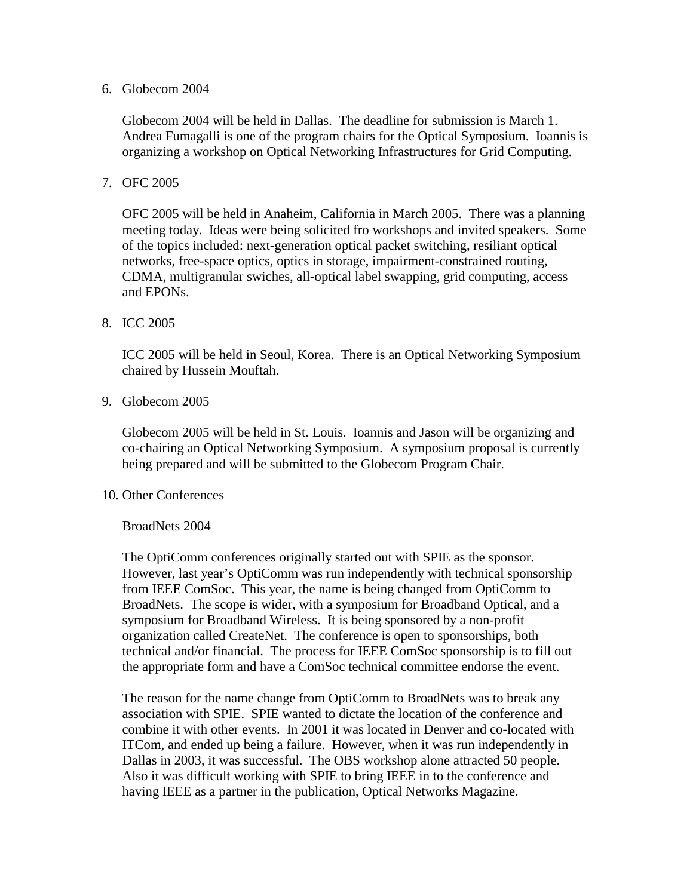6. Globecom 2004

   Globecom 2004 will be held in Dallas. The deadline for submission is March 1. Andrea Fumagalli is one of the program chairs for the Optical Symposium. Ioannis is organizing a workshop on Optical Networking Infrastructures for Grid Computing.

7. OFC 2005

   OFC 2005 will be held in Anaheim, California in March 2005. There was a planning meeting today. Ideas were being solicited fro workshops and invited speakers. Some of the topics included: next-generation optical packet switching, resiliant optical networks, free-space optics, optics in storage, impairment-constrained routing, CDMA, multigranular swiches, all-optical label swapping, grid computing, access and EPONs.

8. ICC 2005

   ICC 2005 will be held in Seoul, Korea. There is an Optical Networking Symposium chaired by Hussein Mouftah.

9. Globecom 2005

   Globecom 2005 will be held in St. Louis. Ioannis and Jason will be organizing and co-chairing an Optical Networking Symposium. A symposium proposal is currently being prepared and will be submitted to the Globecom Program Chair.

10. Other Conferences

    BroadNets 2004

    The OptiComm conferences originally started out with SPIE as the sponsor. However, last year's OptiComm was run independently with technical sponsorship from IEEE ComSoc. This year, the name is being changed from OptiComm to BroadNets. The scope is wider, with a symposium for Broadband Optical, and a symposium for Broadband Wireless. It is being sponsored by a non-profit organization called CreateNet. The conference is open to sponsorships, both technical and/or financial. The process for IEEE ComSoc sponsorship is to fill out the appropriate form and have a ComSoc technical committee endorse the event.

    The reason for the name change from OptiComm to BroadNets was to break any association with SPIE. SPIE wanted to dictate the location of the conference and combine it with other events. In 2001 it was located in Denver and co-located with ITCom, and ended up being a failure. However, when it was run independently in Dallas in 2003, it was successful. The OBS workshop alone attracted 50 people. Also it was difficult working with SPIE to bring IEEE in to the conference and having IEEE as a partner in the publication, Optical Networks Magazine.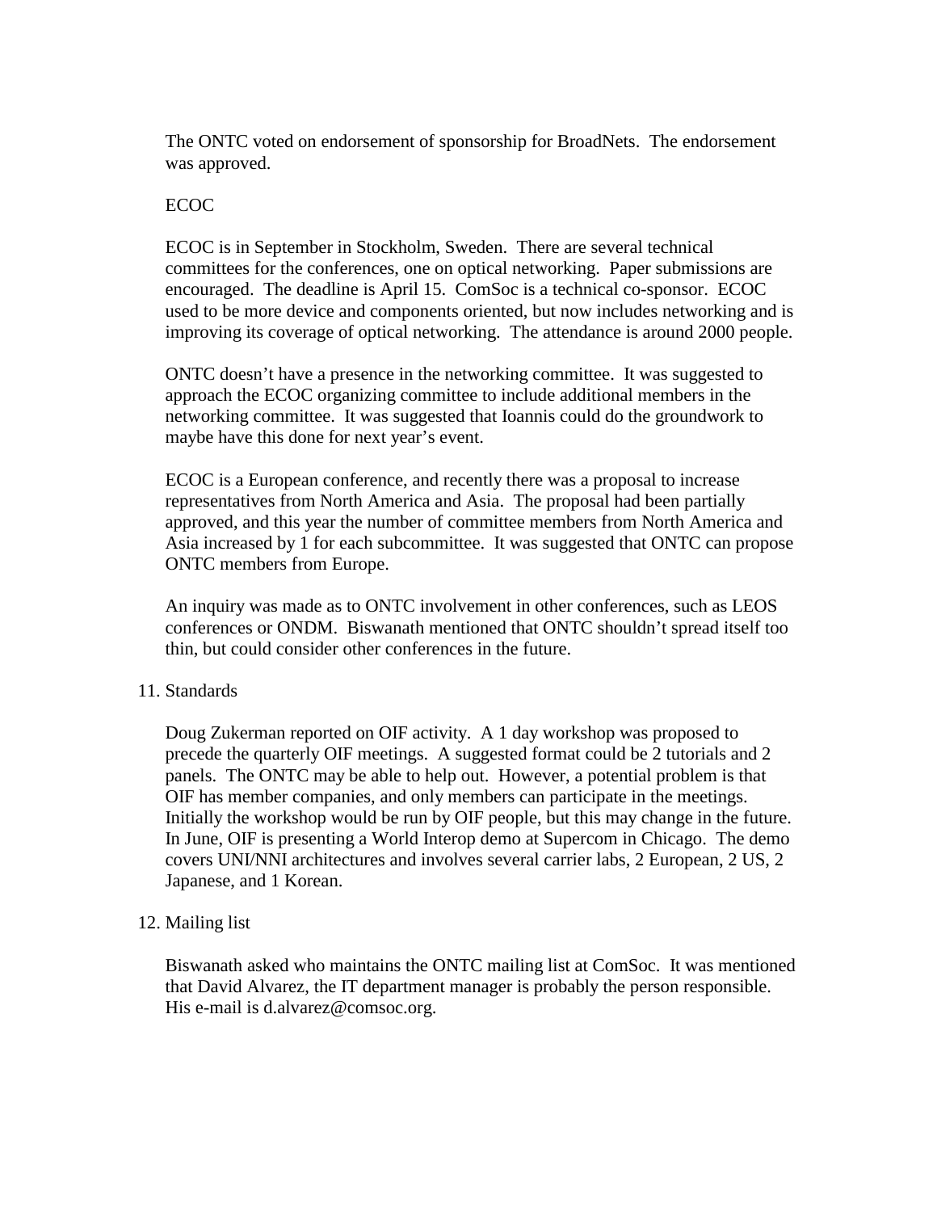The ONTC voted on endorsement of sponsorship for BroadNets. The endorsement was approved.

ECOC

ECOC is in September in Stockholm, Sweden. There are several technical committees for the conferences, one on optical networking. Paper submissions are encouraged. The deadline is April 15. ComSoc is a technical co-sponsor. ECOC used to be more device and components oriented, but now includes networking and is improving its coverage of optical networking. The attendance is around 2000 people.

ONTC doesn't have a presence in the networking committee. It was suggested to approach the ECOC organizing committee to include additional members in the networking committee. It was suggested that Ioannis could do the groundwork to maybe have this done for next year's event.

ECOC is a European conference, and recently there was a proposal to increase representatives from North America and Asia. The proposal had been partially approved, and this year the number of committee members from North America and Asia increased by 1 for each subcommittee. It was suggested that ONTC can propose ONTC members from Europe.

An inquiry was made as to ONTC involvement in other conferences, such as LEOS conferences or ONDM. Biswanath mentioned that ONTC shouldn't spread itself too thin, but could consider other conferences in the future.

11. Standards

    Doug Zukerman reported on OIF activity. A 1 day workshop was proposed to precede the quarterly OIF meetings. A suggested format could be 2 tutorials and 2 panels. The ONTC may be able to help out. However, a potential problem is that OIF has member companies, and only members can participate in the meetings. Initially the workshop would be run by OIF people, but this may change in the future. In June, OIF is presenting a World Interop demo at Supercom in Chicago. The demo covers UNI/NNI architectures and involves several carrier labs, 2 European, 2 US, 2 Japanese, and 1 Korean.

12. Mailing list

    Biswanath asked who maintains the ONTC mailing list at ComSoc. It was mentioned that David Alvarez, the IT department manager is probably the person responsible. His e-mail is d.alvarez@comsoc.org.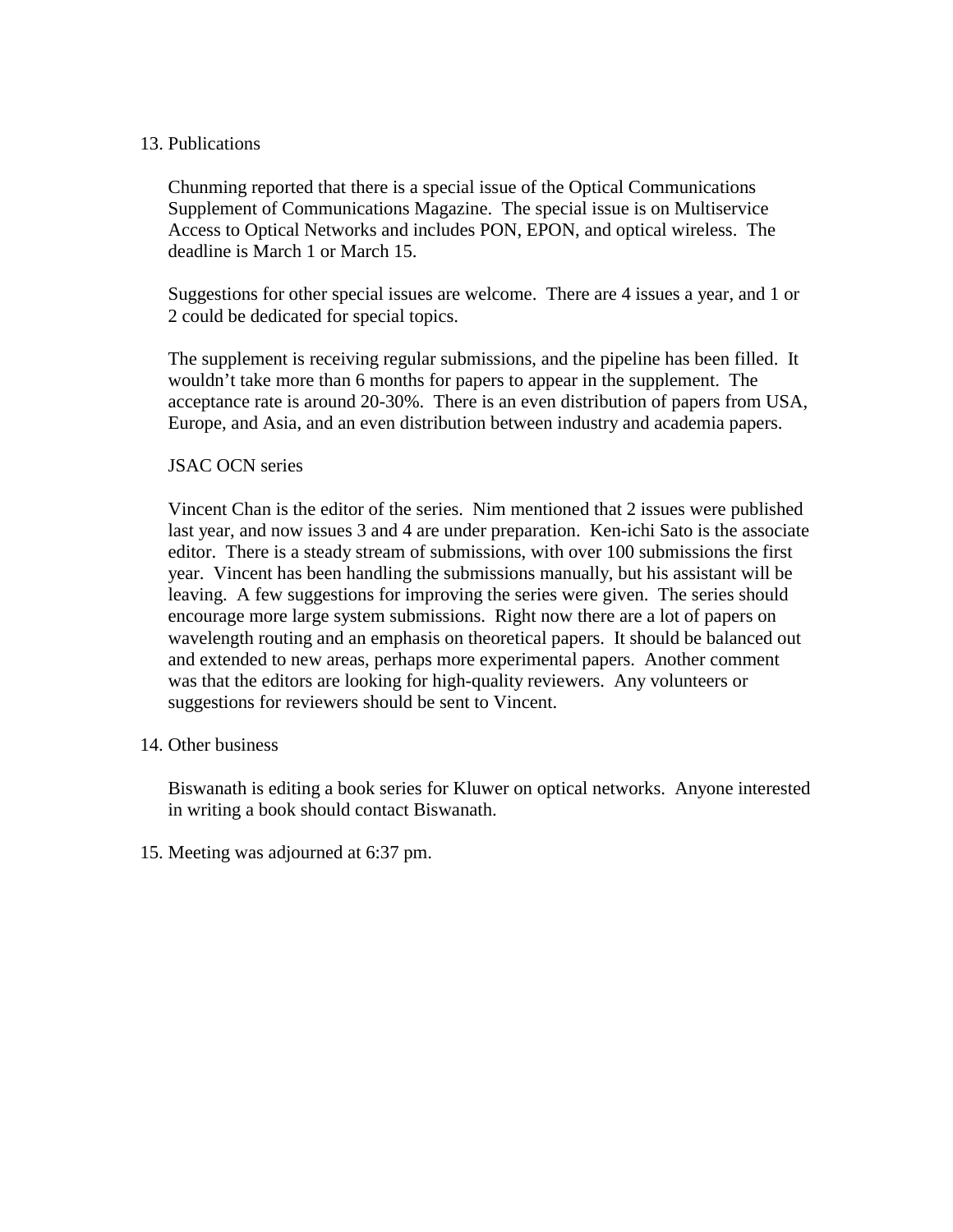13. Publications

    Chunming reported that there is a special issue of the Optical Communications Supplement of Communications Magazine. The special issue is on Multiservice Access to Optical Networks and includes PON, EPON, and optical wireless. The deadline is March 1 or March 15.

    Suggestions for other special issues are welcome. There are 4 issues a year, and 1 or 2 could be dedicated for special topics.

    The supplement is receiving regular submissions, and the pipeline has been filled. It wouldn't take more than 6 months for papers to appear in the supplement. The acceptance rate is around 20-30%. There is an even distribution of papers from USA, Europe, and Asia, and an even distribution between industry and academia papers.

    JSAC OCN series

    Vincent Chan is the editor of the series. Nim mentioned that 2 issues were published last year, and now issues 3 and 4 are under preparation. Ken-ichi Sato is the associate editor. There is a steady stream of submissions, with over 100 submissions the first year. Vincent has been handling the submissions manually, but his assistant will be leaving. A few suggestions for improving the series were given. The series should encourage more large system submissions. Right now there are a lot of papers on wavelength routing and an emphasis on theoretical papers. It should be balanced out and extended to new areas, perhaps more experimental papers. Another comment was that the editors are looking for high-quality reviewers. Any volunteers or suggestions for reviewers should be sent to Vincent.

14. Other business

    Biswanath is editing a book series for Kluwer on optical networks. Anyone interested in writing a book should contact Biswanath.

15. Meeting was adjourned at 6:37 pm.